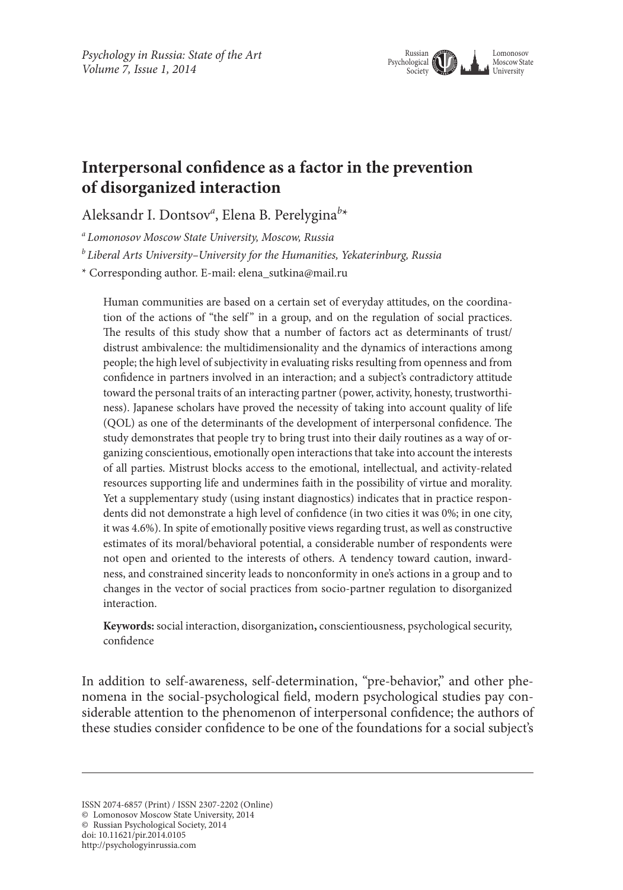# Interpersonal confidence as a factor in the prevention of disorganized interaction

Aleksandr I. Dontsov[a], Elena B. Perelygina[b]*

[a] *Lomonosov Moscow State University, Moscow, Russia*

[b] *Liberal Arts University–University for the Humanities, Yekaterinburg, Russia*

\* Corresponding author. E-mail: elena_sutkina@mail.ru

Human communities are based on a certain set of everyday attitudes, on the coordination of the actions of "the self" in a group, and on the regulation of social practices. The results of this study show that a number of factors act as determinants of trust/distrust ambivalence: the multidimensionality and the dynamics of interactions among people; the high level of subjectivity in evaluating risks resulting from openness and from confidence in partners involved in an interaction; and a subject's contradictory attitude toward the personal traits of an interacting partner (power, activity, honesty, trustworthiness). Japanese scholars have proved the necessity of taking into account quality of life (QOL) as one of the determinants of the development of interpersonal confidence. The study demonstrates that people try to bring trust into their daily routines as a way of organizing conscientious, emotionally open interactions that take into account the interests of all parties. Mistrust blocks access to the emotional, intellectual, and activity-related resources supporting life and undermines faith in the possibility of virtue and morality. Yet a supplementary study (using instant diagnostics) indicates that in practice respondents did not demonstrate a high level of confidence (in two cities it was 0%; in one city, it was 4.6%). In spite of emotionally positive views regarding trust, as well as constructive estimates of its moral/behavioral potential, a considerable number of respondents were not open and oriented to the interests of others. A tendency toward caution, inwardness, and constrained sincerity leads to nonconformity in one's actions in a group and to changes in the vector of social practices from socio-partner regulation to disorganized interaction.

**Keywords:** social interaction, disorganization**,** conscientiousness, psychological security, confidence

In addition to self-awareness, self-determination, "pre-behavior," and other phenomena in the social-psychological field, modern psychological studies pay considerable attention to the phenomenon of interpersonal confidence; the authors of these studies consider confidence to be one of the foundations for a social subject's

ISSN 2074-6857 (Print) / ISSN 2307-2202 (Online)
© Lomonosov Moscow State University, 2014
© Russian Psychological Society, 2014
doi: 10.11621/pir.2014.0105
http://psychologyinrussia.com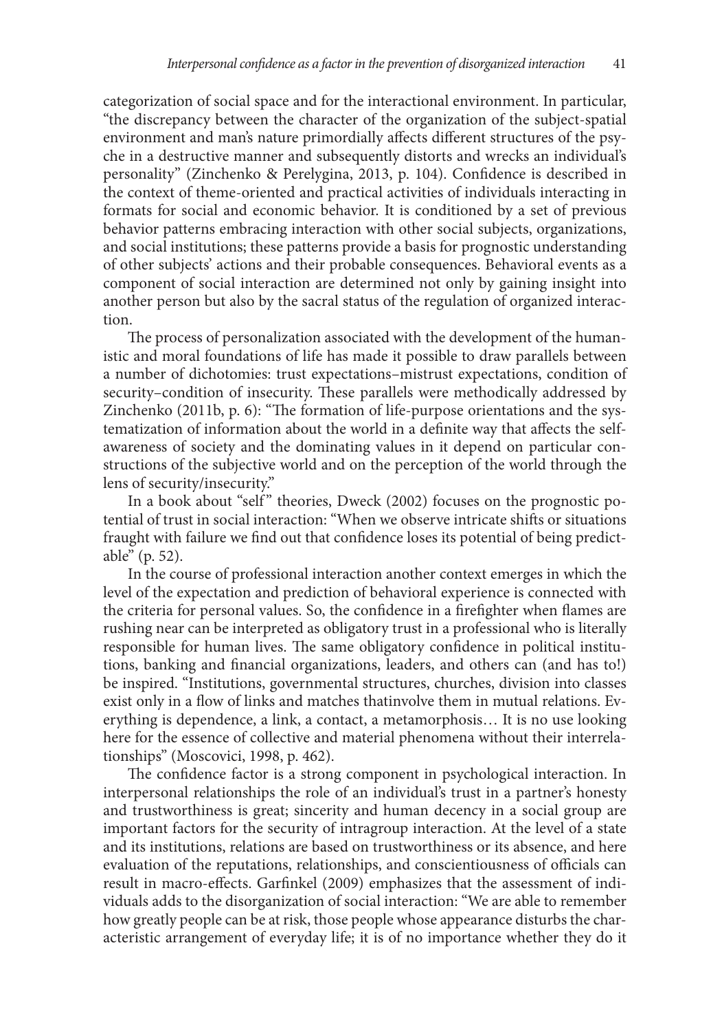categorization of social space and for the interactional environment. In particular, "the discrepancy between the character of the organization of the subject-spatial environment and man's nature primordially affects different structures of the psyche in a destructive manner and subsequently distorts and wrecks an individual's personality" (Zinchenko & Perelygina, 2013, p. 104). Confidence is described in the context of theme-oriented and practical activities of individuals interacting in formats for social and economic behavior. It is conditioned by a set of previous behavior patterns embracing interaction with other social subjects, organizations, and social institutions; these patterns provide a basis for prognostic understanding of other subjects' actions and their probable consequences. Behavioral events as a component of social interaction are determined not only by gaining insight into another person but also by the sacral status of the regulation of organized interaction.

The process of personalization associated with the development of the humanistic and moral foundations of life has made it possible to draw parallels between a number of dichotomies: trust expectations–mistrust expectations, condition of security–condition of insecurity. These parallels were methodically addressed by Zinchenko (2011b, p. 6): "The formation of life-purpose orientations and the systematization of information about the world in a definite way that affects the self-awareness of society and the dominating values in it depend on particular constructions of the subjective world and on the perception of the world through the lens of security/insecurity."

In a book about "self" theories, Dweck (2002) focuses on the prognostic potential of trust in social interaction: "When we observe intricate shifts or situations fraught with failure we find out that confidence loses its potential of being predictable" (p. 52).

In the course of professional interaction another context emerges in which the level of the expectation and prediction of behavioral experience is connected with the criteria for personal values. So, the confidence in a firefighter when flames are rushing near can be interpreted as obligatory trust in a professional who is literally responsible for human lives. The same obligatory confidence in political institutions, banking and financial organizations, leaders, and others can (and has to!) be inspired. "Institutions, governmental structures, churches, division into classes exist only in a flow of links and matches thatinvolve them in mutual relations. Everything is dependence, a link, a contact, a metamorphosis… It is no use looking here for the essence of collective and material phenomena without their interrelationships" (Moscovici, 1998, p. 462).

The confidence factor is a strong component in psychological interaction. In interpersonal relationships the role of an individual's trust in a partner's honesty and trustworthiness is great; sincerity and human decency in a social group are important factors for the security of intragroup interaction. At the level of a state and its institutions, relations are based on trustworthiness or its absence, and here evaluation of the reputations, relationships, and conscientiousness of officials can result in macro-effects. Garfinkel (2009) emphasizes that the assessment of individuals adds to the disorganization of social interaction: "We are able to remember how greatly people can be at risk, those people whose appearance disturbs the characteristic arrangement of everyday life; it is of no importance whether they do it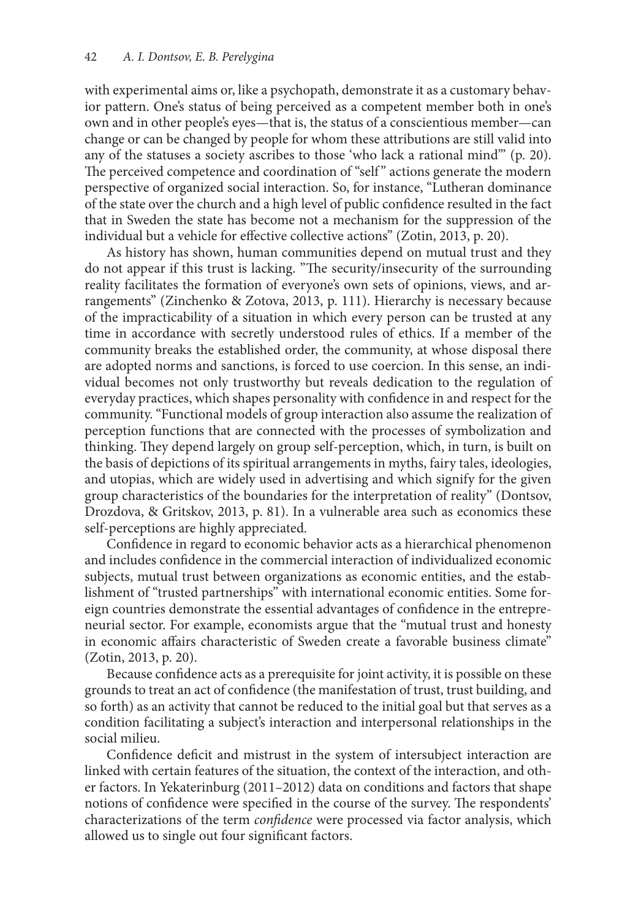with experimental aims or, like a psychopath, demonstrate it as a customary behavior pattern. One's status of being perceived as a competent member both in one's own and in other people's eyes—that is, the status of a conscientious member—can change or can be changed by people for whom these attributions are still valid into any of the statuses a society ascribes to those 'who lack a rational mind'" (p. 20). The perceived competence and coordination of "self" actions generate the modern perspective of organized social interaction. So, for instance, "Lutheran dominance of the state over the church and a high level of public confidence resulted in the fact that in Sweden the state has become not a mechanism for the suppression of the individual but a vehicle for effective collective actions" (Zotin, 2013, p. 20).

As history has shown, human communities depend on mutual trust and they do not appear if this trust is lacking. "The security/insecurity of the surrounding reality facilitates the formation of everyone's own sets of opinions, views, and arrangements" (Zinchenko & Zotova, 2013, p. 111). Hierarchy is necessary because of the impracticability of a situation in which every person can be trusted at any time in accordance with secretly understood rules of ethics. If a member of the community breaks the established order, the community, at whose disposal there are adopted norms and sanctions, is forced to use coercion. In this sense, an individual becomes not only trustworthy but reveals dedication to the regulation of everyday practices, which shapes personality with confidence in and respect for the community. "Functional models of group interaction also assume the realization of perception functions that are connected with the processes of symbolization and thinking. They depend largely on group self-perception, which, in turn, is built on the basis of depictions of its spiritual arrangements in myths, fairy tales, ideologies, and utopias, which are widely used in advertising and which signify for the given group characteristics of the boundaries for the interpretation of reality" (Dontsov, Drozdova, & Gritskov, 2013, p. 81). In a vulnerable area such as economics these self-perceptions are highly appreciated.

Confidence in regard to economic behavior acts as a hierarchical phenomenon and includes confidence in the commercial interaction of individualized economic subjects, mutual trust between organizations as economic entities, and the establishment of "trusted partnerships" with international economic entities. Some foreign countries demonstrate the essential advantages of confidence in the entrepreneurial sector. For example, economists argue that the "mutual trust and honesty in economic affairs characteristic of Sweden create a favorable business climate" (Zotin, 2013, p. 20).

Because confidence acts as a prerequisite for joint activity, it is possible on these grounds to treat an act of confidence (the manifestation of trust, trust building, and so forth) as an activity that cannot be reduced to the initial goal but that serves as a condition facilitating a subject's interaction and interpersonal relationships in the social milieu.

Confidence deficit and mistrust in the system of intersubject interaction are linked with certain features of the situation, the context of the interaction, and other factors. In Yekaterinburg (2011–2012) data on conditions and factors that shape notions of confidence were specified in the course of the survey. The respondents' characterizations of the term *confidence* were processed via factor analysis, which allowed us to single out four significant factors.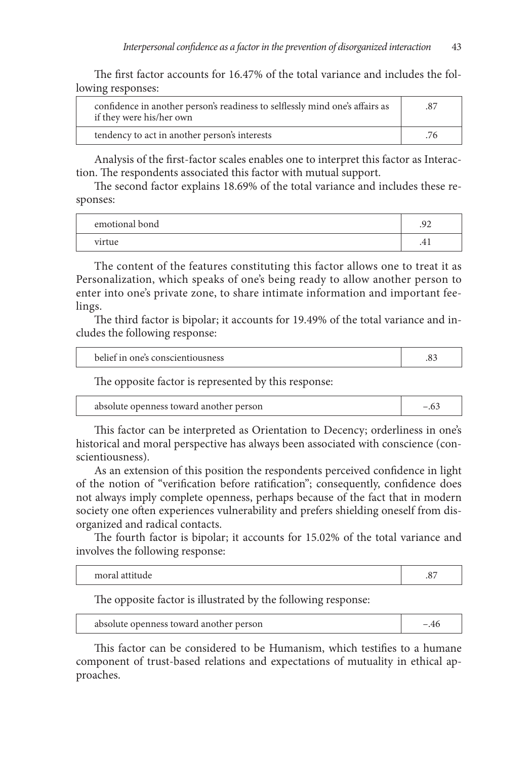The first factor accounts for 16.47% of the total variance and includes the following responses:

| | |
|---|---|
| confidence in another person's readiness to selflessly mind one's affairs as if they were his/her own | .87 |
| tendency to act in another person's interests | .76 |

Analysis of the first-factor scales enables one to interpret this factor as Interaction. The respondents associated this factor with mutual support.

The second factor explains 18.69% of the total variance and includes these responses:

| | |
|---|---|
| emotional bond | .92 |
| virtue | .41 |

The content of the features constituting this factor allows one to treat it as Personalization, which speaks of one's being ready to allow another person to enter into one's private zone, to share intimate information and important feelings.

The third factor is bipolar; it accounts for 19.49% of the total variance and includes the following response:

| | |
|---|---|
| belief in one's conscientiousness | .83 |

The opposite factor is represented by this response:

| | |
|---|---|
| absolute openness toward another person | –.63 |

This factor can be interpreted as Orientation to Decency; orderliness in one's historical and moral perspective has always been associated with conscience (conscientiousness).

As an extension of this position the respondents perceived confidence in light of the notion of "verification before ratification"; consequently, confidence does not always imply complete openness, perhaps because of the fact that in modern society one often experiences vulnerability and prefers shielding oneself from disorganized and radical contacts.

The fourth factor is bipolar; it accounts for 15.02% of the total variance and involves the following response:

| | |
|---|---|
| moral attitude | .87 |

The opposite factor is illustrated by the following response:

| | |
|---|---|
| absolute openness toward another person | –.46 |

This factor can be considered to be Humanism, which testifies to a humane component of trust-based relations and expectations of mutuality in ethical approaches.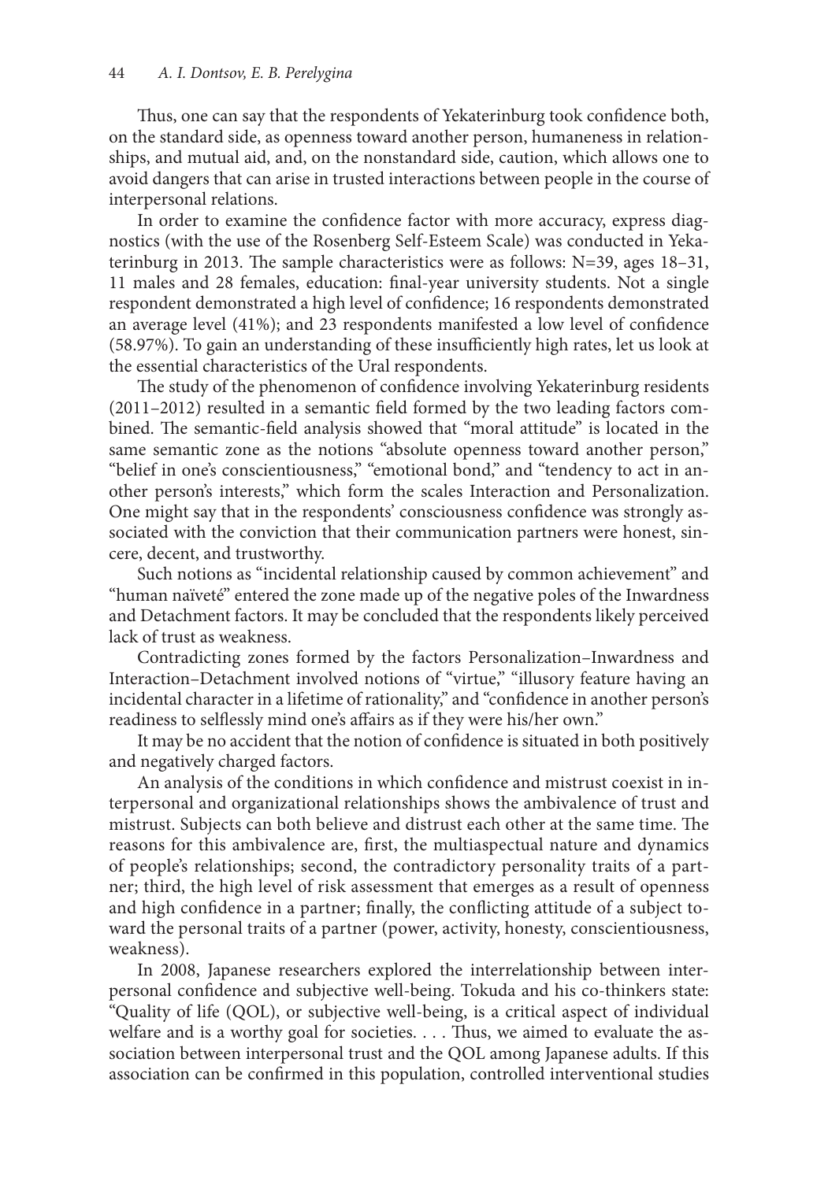Thus, one can say that the respondents of Yekaterinburg took confidence both, on the standard side, as openness toward another person, humaneness in relationships, and mutual aid, and, on the nonstandard side, caution, which allows one to avoid dangers that can arise in trusted interactions between people in the course of interpersonal relations.

In order to examine the confidence factor with more accuracy, express diagnostics (with the use of the Rosenberg Self-Esteem Scale) was conducted in Yekaterinburg in 2013. The sample characteristics were as follows: N=39, ages 18–31, 11 males and 28 females, education: final-year university students. Not a single respondent demonstrated a high level of confidence; 16 respondents demonstrated an average level (41%); and 23 respondents manifested a low level of confidence (58.97%). To gain an understanding of these insufficiently high rates, let us look at the essential characteristics of the Ural respondents.

The study of the phenomenon of confidence involving Yekaterinburg residents (2011–2012) resulted in a semantic field formed by the two leading factors combined. The semantic-field analysis showed that "moral attitude" is located in the same semantic zone as the notions "absolute openness toward another person," "belief in one's conscientiousness," "emotional bond," and "tendency to act in another person's interests," which form the scales Interaction and Personalization. One might say that in the respondents' consciousness confidence was strongly associated with the conviction that their communication partners were honest, sincere, decent, and trustworthy.

Such notions as "incidental relationship caused by common achievement" and "human naïveté" entered the zone made up of the negative poles of the Inwardness and Detachment factors. It may be concluded that the respondents likely perceived lack of trust as weakness.

Contradicting zones formed by the factors Personalization–Inwardness and Interaction–Detachment involved notions of "virtue," "illusory feature having an incidental character in a lifetime of rationality," and "confidence in another person's readiness to selflessly mind one's affairs as if they were his/her own."

It may be no accident that the notion of confidence is situated in both positively and negatively charged factors.

An analysis of the conditions in which confidence and mistrust coexist in interpersonal and organizational relationships shows the ambivalence of trust and mistrust. Subjects can both believe and distrust each other at the same time. The reasons for this ambivalence are, first, the multiaspectual nature and dynamics of people's relationships; second, the contradictory personality traits of a partner; third, the high level of risk assessment that emerges as a result of openness and high confidence in a partner; finally, the conflicting attitude of a subject toward the personal traits of a partner (power, activity, honesty, conscientiousness, weakness).

In 2008, Japanese researchers explored the interrelationship between interpersonal confidence and subjective well-being. Tokuda and his co-thinkers state: "Quality of life (QOL), or subjective well-being, is a critical aspect of individual welfare and is a worthy goal for societies. . . . Thus, we aimed to evaluate the association between interpersonal trust and the QOL among Japanese adults. If this association can be confirmed in this population, controlled interventional studies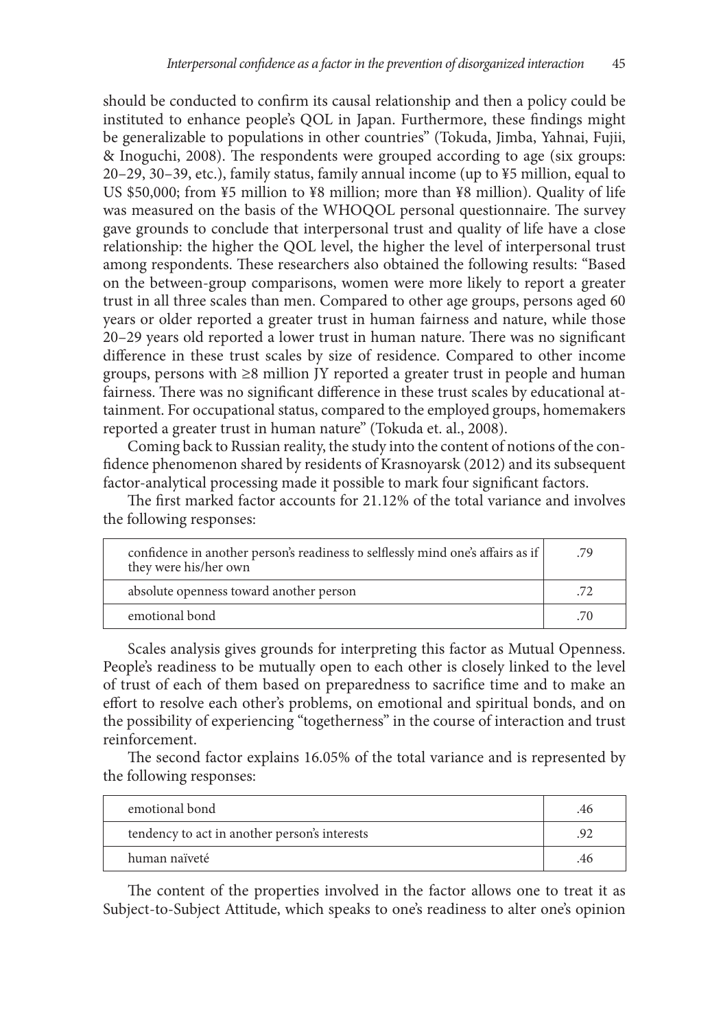should be conducted to confirm its causal relationship and then a policy could be instituted to enhance people's QOL in Japan. Furthermore, these findings might be generalizable to populations in other countries" (Tokuda, Jimba, Yahnai, Fujii, & Inoguchi, 2008). The respondents were grouped according to age (six groups: 20–29, 30–39, etc.), family status, family annual income (up to ¥5 million, equal to US $50,000; from ¥5 million to ¥8 million; more than ¥8 million). Quality of life was measured on the basis of the WHOQOL personal questionnaire. The survey gave grounds to conclude that interpersonal trust and quality of life have a close relationship: the higher the QOL level, the higher the level of interpersonal trust among respondents. These researchers also obtained the following results: "Based on the between-group comparisons, women were more likely to report a greater trust in all three scales than men. Compared to other age groups, persons aged 60 years or older reported a greater trust in human fairness and nature, while those 20–29 years old reported a lower trust in human nature. There was no significant difference in these trust scales by size of residence. Compared to other income groups, persons with ≥8 million JY reported a greater trust in people and human fairness. There was no significant difference in these trust scales by educational attainment. For occupational status, compared to the employed groups, homemakers reported a greater trust in human nature" (Tokuda et. al., 2008).

Coming back to Russian reality, the study into the content of notions of the confidence phenomenon shared by residents of Krasnoyarsk (2012) and its subsequent factor-analytical processing made it possible to mark four significant factors.

The first marked factor accounts for 21.12% of the total variance and involves the following responses:

| | |
|---|---|
| confidence in another person's readiness to selflessly mind one's affairs as if they were his/her own | .79 |
| absolute openness toward another person | .72 |
| emotional bond | .70 |

Scales analysis gives grounds for interpreting this factor as Mutual Openness. People's readiness to be mutually open to each other is closely linked to the level of trust of each of them based on preparedness to sacrifice time and to make an effort to resolve each other's problems, on emotional and spiritual bonds, and on the possibility of experiencing "togetherness" in the course of interaction and trust reinforcement.

The second factor explains 16.05% of the total variance and is represented by the following responses:

| | |
|---|---|
| emotional bond | .46 |
| tendency to act in another person's interests | .92 |
| human naïveté | .46 |

The content of the properties involved in the factor allows one to treat it as Subject-to-Subject Attitude, which speaks to one's readiness to alter one's opinion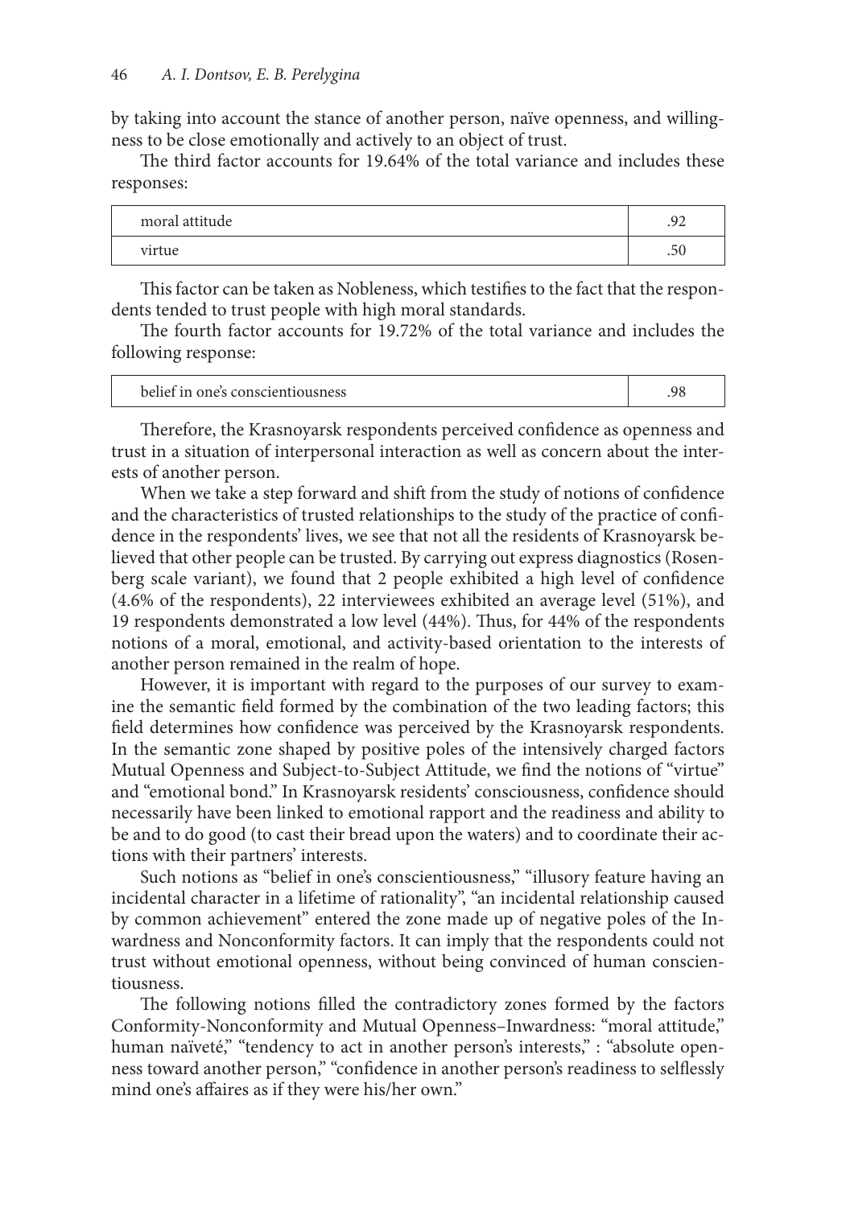by taking into account the stance of another person, naïve openness, and willingness to be close emotionally and actively to an object of trust.

The third factor accounts for 19.64% of the total variance and includes these responses:

| moral attitude | .92 |
|---|---|
| virtue | .50 |

This factor can be taken as Nobleness, which testifies to the fact that the respondents tended to trust people with high moral standards.

The fourth factor accounts for 19.72% of the total variance and includes the following response:

| belief in one's conscientiousness | .98 |
|---|---|

Therefore, the Krasnoyarsk respondents perceived confidence as openness and trust in a situation of interpersonal interaction as well as concern about the interests of another person.

When we take a step forward and shift from the study of notions of confidence and the characteristics of trusted relationships to the study of the practice of confidence in the respondents' lives, we see that not all the residents of Krasnoyarsk believed that other people can be trusted. By carrying out express diagnostics (Rosenberg scale variant), we found that 2 people exhibited a high level of confidence (4.6% of the respondents), 22 interviewees exhibited an average level (51%), and 19 respondents demonstrated a low level (44%). Thus, for 44% of the respondents notions of a moral, emotional, and activity-based orientation to the interests of another person remained in the realm of hope.

However, it is important with regard to the purposes of our survey to examine the semantic field formed by the combination of the two leading factors; this field determines how confidence was perceived by the Krasnoyarsk respondents. In the semantic zone shaped by positive poles of the intensively charged factors Mutual Openness and Subject-to-Subject Attitude, we find the notions of "virtue" and "emotional bond." In Krasnoyarsk residents' consciousness, confidence should necessarily have been linked to emotional rapport and the readiness and ability to be and to do good (to cast their bread upon the waters) and to coordinate their actions with their partners' interests.

Such notions as "belief in one's conscientiousness," "illusory feature having an incidental character in a lifetime of rationality", "an incidental relationship caused by common achievement" entered the zone made up of negative poles of the Inwardness and Nonconformity factors. It can imply that the respondents could not trust without emotional openness, without being convinced of human conscientiousness.

The following notions filled the contradictory zones formed by the factors Conformity-Nonconformity and Mutual Openness–Inwardness: "moral attitude," human naïveté," "tendency to act in another person's interests," : "absolute openness toward another person," "confidence in another person's readiness to selflessly mind one's affaires as if they were his/her own."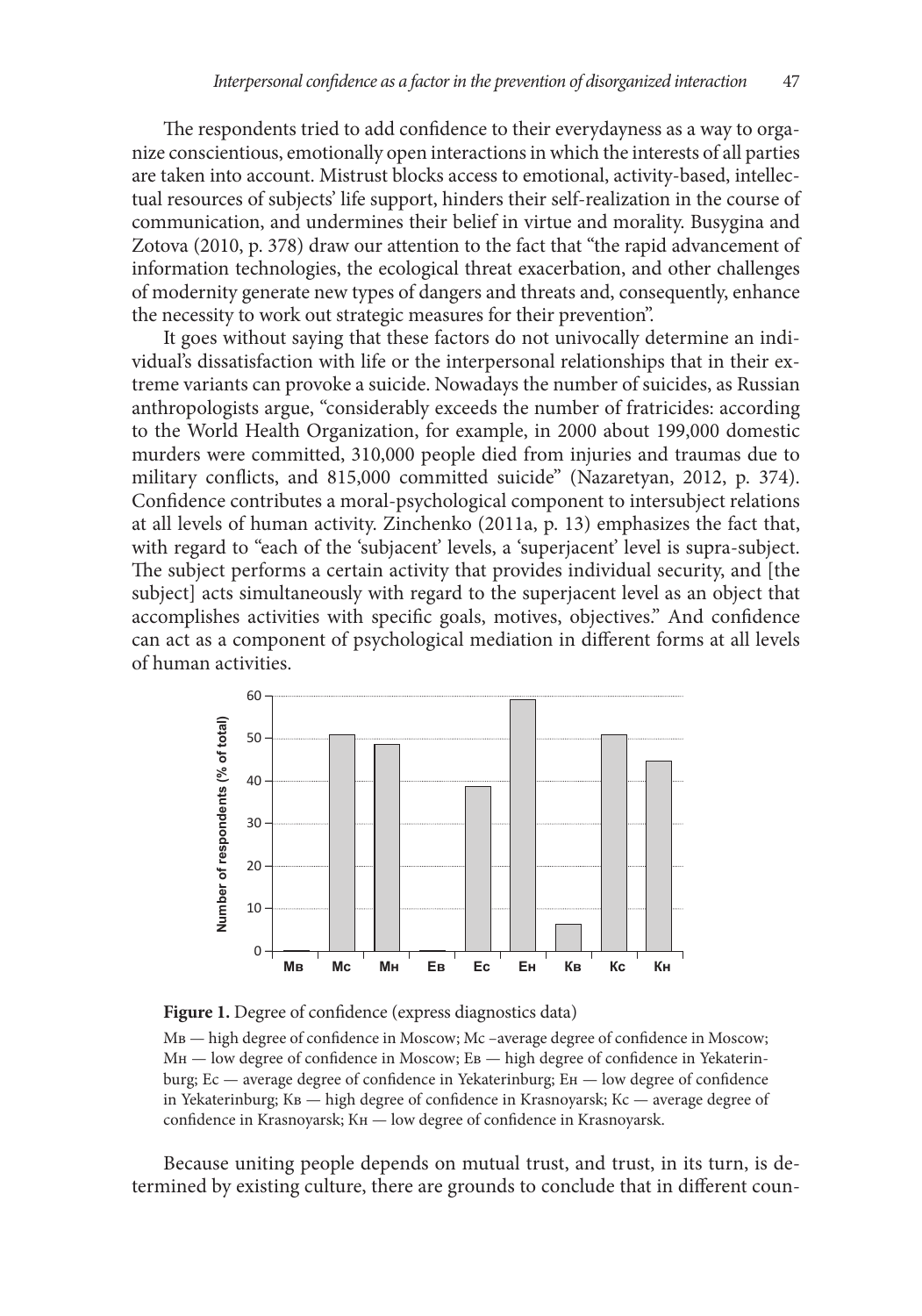The respondents tried to add confidence to their everydayness as a way to organize conscientious, emotionally open interactions in which the interests of all parties are taken into account. Mistrust blocks access to emotional, activity-based, intellectual resources of subjects' life support, hinders their self-realization in the course of communication, and undermines their belief in virtue and morality. Busygina and Zotova (2010, p. 378) draw our attention to the fact that "the rapid advancement of information technologies, the ecological threat exacerbation, and other challenges of modernity generate new types of dangers and threats and, consequently, enhance the necessity to work out strategic measures for their prevention".

It goes without saying that these factors do not univocally determine an individual's dissatisfaction with life or the interpersonal relationships that in their extreme variants can provoke a suicide. Nowadays the number of suicides, as Russian anthropologists argue, "considerably exceeds the number of fratricides: according to the World Health Organization, for example, in 2000 about 199,000 domestic murders were committed, 310,000 people died from injuries and traumas due to military conflicts, and 815,000 committed suicide" (Nazaretyan, 2012, p. 374). Confidence contributes a moral-psychological component to intersubject relations at all levels of human activity. Zinchenko (2011a, p. 13) emphasizes the fact that, with regard to "each of the 'subjacent' levels, a 'superjacent' level is supra-subject. The subject performs a certain activity that provides individual security, and [the subject] acts simultaneously with regard to the superjacent level as an object that accomplishes activities with specific goals, motives, objectives." And confidence can act as a component of psychological mediation in different forms at all levels of human activities.

**Figure 1.** Degree of confidence (express diagnostics data)

Мв — high degree of confidence in Moscow; Мс –average degree of confidence in Moscow; Мн — low degree of confidence in Moscow; Ев — high degree of confidence in Yekaterinburg; Ес — average degree of confidence in Yekaterinburg; Ен — low degree of confidence in Yekaterinburg; Кв — high degree of confidence in Krasnoyarsk; Кс — average degree of confidence in Krasnoyarsk; Кн — low degree of confidence in Krasnoyarsk.

Because uniting people depends on mutual trust, and trust, in its turn, is determined by existing culture, there are grounds to conclude that in different coun-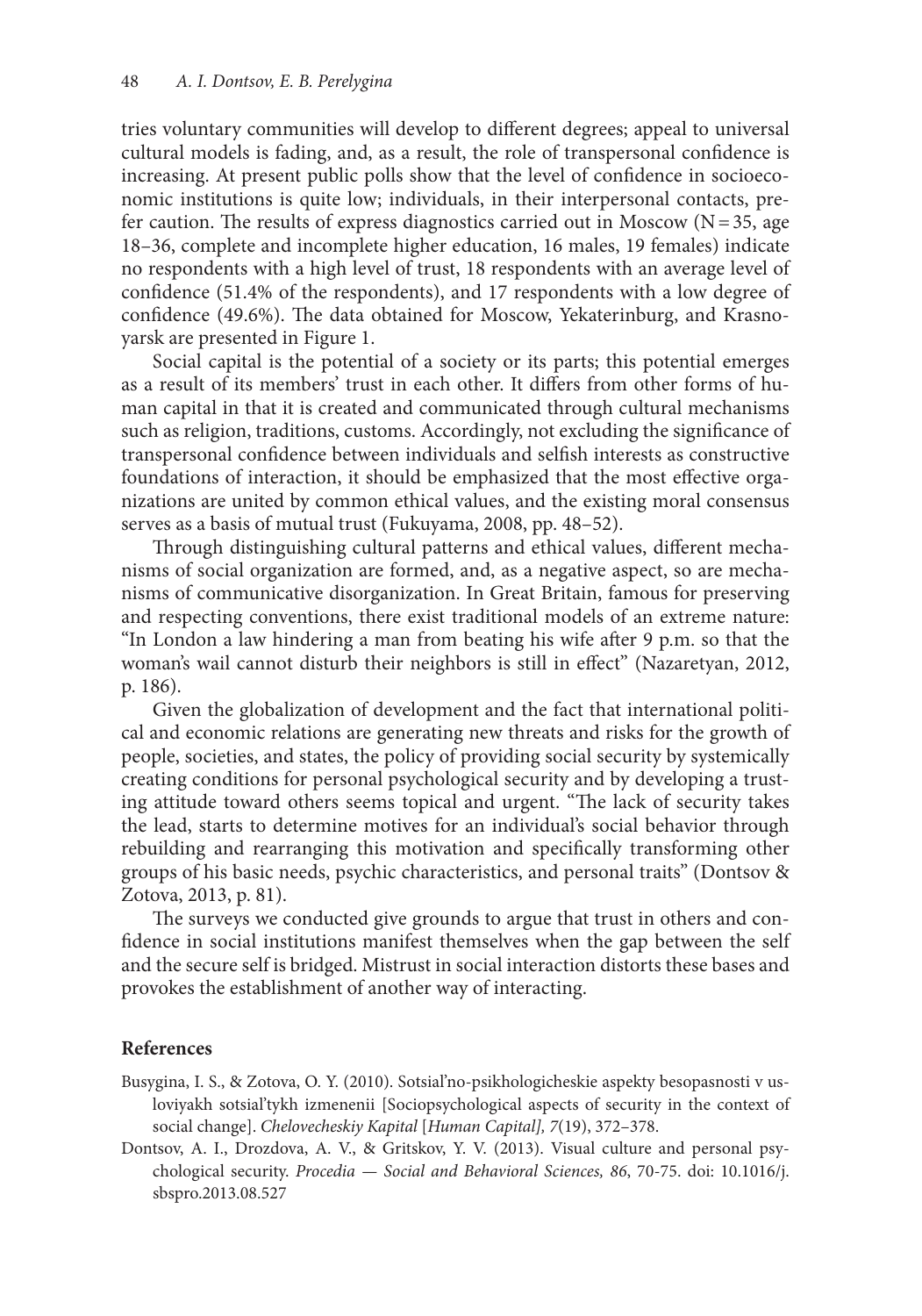tries voluntary communities will develop to different degrees; appeal to universal cultural models is fading, and, as a result, the role of transpersonal confidence is increasing. At present public polls show that the level of confidence in socioeconomic institutions is quite low; individuals, in their interpersonal contacts, prefer caution. The results of express diagnostics carried out in Moscow (N = 35, age 18–36, complete and incomplete higher education, 16 males, 19 females) indicate no respondents with a high level of trust, 18 respondents with an average level of confidence (51.4% of the respondents), and 17 respondents with a low degree of confidence (49.6%). The data obtained for Moscow, Yekaterinburg, and Krasnoyarsk are presented in Figure 1.

Social capital is the potential of a society or its parts; this potential emerges as a result of its members' trust in each other. It differs from other forms of human capital in that it is created and communicated through cultural mechanisms such as religion, traditions, customs. Accordingly, not excluding the significance of transpersonal confidence between individuals and selfish interests as constructive foundations of interaction, it should be emphasized that the most effective organizations are united by common ethical values, and the existing moral consensus serves as a basis of mutual trust (Fukuyama, 2008, pp. 48–52).

Through distinguishing cultural patterns and ethical values, different mechanisms of social organization are formed, and, as a negative aspect, so are mechanisms of communicative disorganization. In Great Britain, famous for preserving and respecting conventions, there exist traditional models of an extreme nature: "In London a law hindering a man from beating his wife after 9 p.m. so that the woman's wail cannot disturb their neighbors is still in effect" (Nazaretyan, 2012, p. 186).

Given the globalization of development and the fact that international political and economic relations are generating new threats and risks for the growth of people, societies, and states, the policy of providing social security by systemically creating conditions for personal psychological security and by developing a trusting attitude toward others seems topical and urgent. "The lack of security takes the lead, starts to determine motives for an individual's social behavior through rebuilding and rearranging this motivation and specifically transforming other groups of his basic needs, psychic characteristics, and personal traits" (Dontsov & Zotova, 2013, p. 81).

The surveys we conducted give grounds to argue that trust in others and confidence in social institutions manifest themselves when the gap between the self and the secure self is bridged. Mistrust in social interaction distorts these bases and provokes the establishment of another way of interacting.

## References

Busygina, I. S., & Zotova, O. Y. (2010). Sotsial'no-psikhologicheskie aspekty besopasnosti v usloviyakh sotsial'tykh izmenenii [Sociopsychological aspects of security in the context of social change]. *Chelovecheskiy Kapital* [*Human Capital], 7*(19), 372–378.

Dontsov, A. I., Drozdova, A. V., & Gritskov, Y. V. (2013). Visual culture and personal psychological security. *Procedia — Social and Behavioral Sciences, 86*, 70-75. doi: 10.1016/j.sbspro.2013.08.527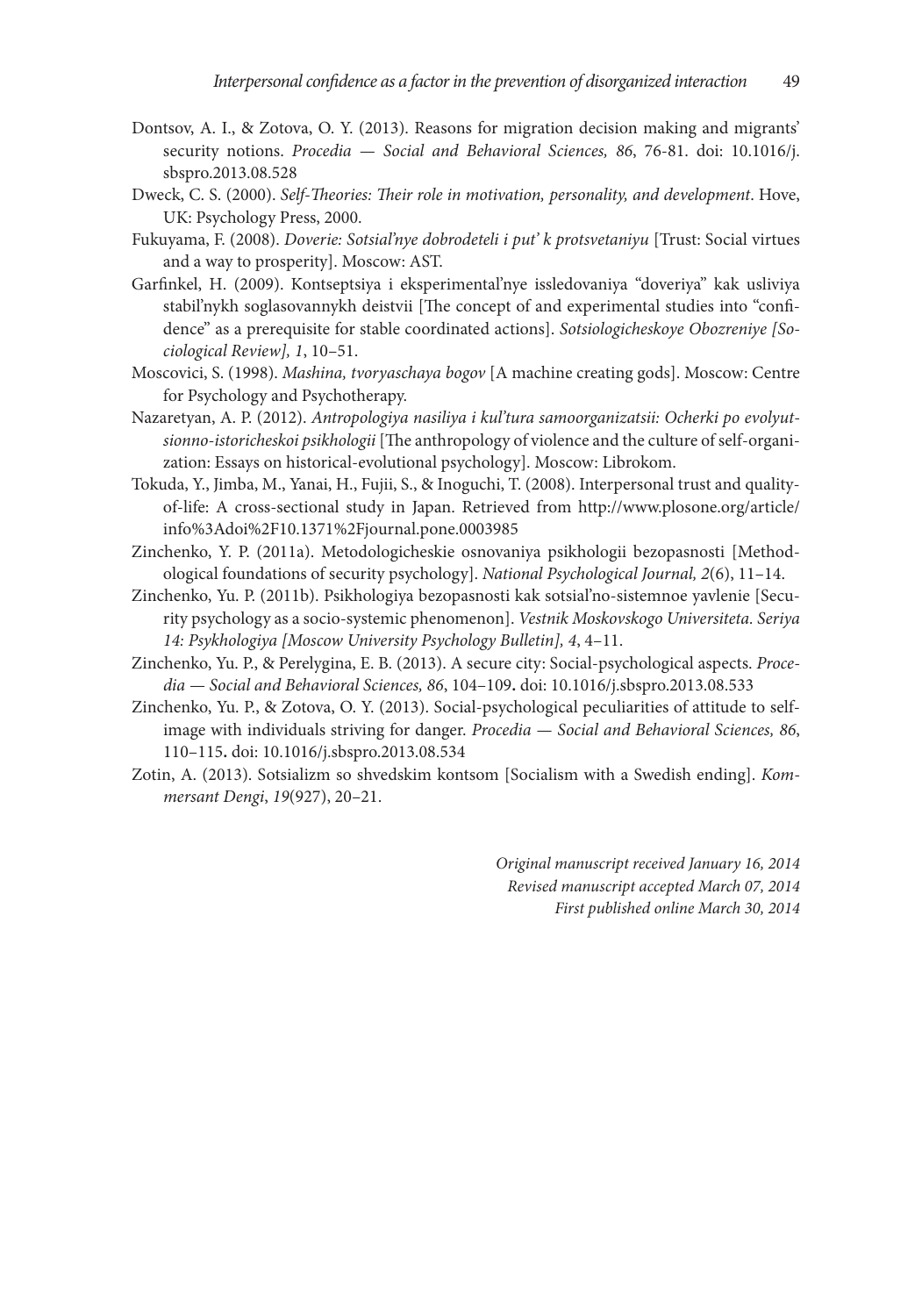Dontsov, A. I., & Zotova, O. Y. (2013). Reasons for migration decision making and migrants' security notions. *Procedia — Social and Behavioral Sciences, 86*, 76-81. doi: 10.1016/j.sbspro.2013.08.528

Dweck, C. S. (2000). *Self-Theories: Their role in motivation, personality, and development*. Hove, UK: Psychology Press, 2000.

Fukuyama, F. (2008). *Doverie: Sotsial'nye dobrodeteli i put' k protsvetaniyu* [Trust: Social virtues and a way to prosperity]. Moscow: AST.

Garfinkel, H. (2009). Kontseptsiya i eksperimental'nye issledovaniya "doveriya" kak usliviya stabil'nykh soglasovannykh deistvii [The concept of and experimental studies into "confidence" as a prerequisite for stable coordinated actions]. *Sotsiologicheskoye Obozreniye [Sociological Review], 1*, 10–51.

Moscovici, S. (1998). *Mashina, tvoryaschaya bogov* [A machine creating gods]. Moscow: Centre for Psychology and Psychotherapy.

Nazaretyan, A. P. (2012). *Antropologiya nasiliya i kul'tura samoorganizatsii: Ocherki po evolyutsionno-istoricheskoi psikhologii* [The anthropology of violence and the culture of self-organization: Essays on historical-evolutional psychology]. Moscow: Librokom.

Tokuda, Y., Jimba, M., Yanai, H., Fujii, S., & Inoguchi, T. (2008). Interpersonal trust and quality-of-life: A cross-sectional study in Japan. Retrieved from http://www.plosone.org/article/info%3Adoi%2F10.1371%2Fjournal.pone.0003985

Zinchenko, Y. P. (2011a). Metodologicheskie osnovaniya psikhologii bezopasnosti [Methodological foundations of security psychology]. *National Psychological Journal, 2*(6), 11–14.

Zinchenko, Yu. P. (2011b). Psikhologiya bezopasnosti kak sotsial'no-sistemnoe yavlenie [Security psychology as a socio-systemic phenomenon]. *Vestnik Moskovskogo Universiteta. Seriya 14: Psykhologiya [Moscow University Psychology Bulletin], 4*, 4–11.

Zinchenko, Yu. P., & Perelygina, E. B. (2013). A secure city: Social-psychological aspects. *Procedia — Social and Behavioral Sciences, 86*, 104–109**.** doi: 10.1016/j.sbspro.2013.08.533

Zinchenko, Yu. P., & Zotova, O. Y. (2013). Social-psychological peculiarities of attitude to self-image with individuals striving for danger. *Procedia — Social and Behavioral Sciences, 86*, 110–115**.** doi: 10.1016/j.sbspro.2013.08.534

Zotin, A. (2013). Sotsializm so shvedskim kontsom [Socialism with a Swedish ending]. *Kommersant Dengi*, *19*(927), 20–21.

*Original manuscript received January 16, 2014*
*Revised manuscript accepted March 07, 2014*
*First published online March 30, 2014*